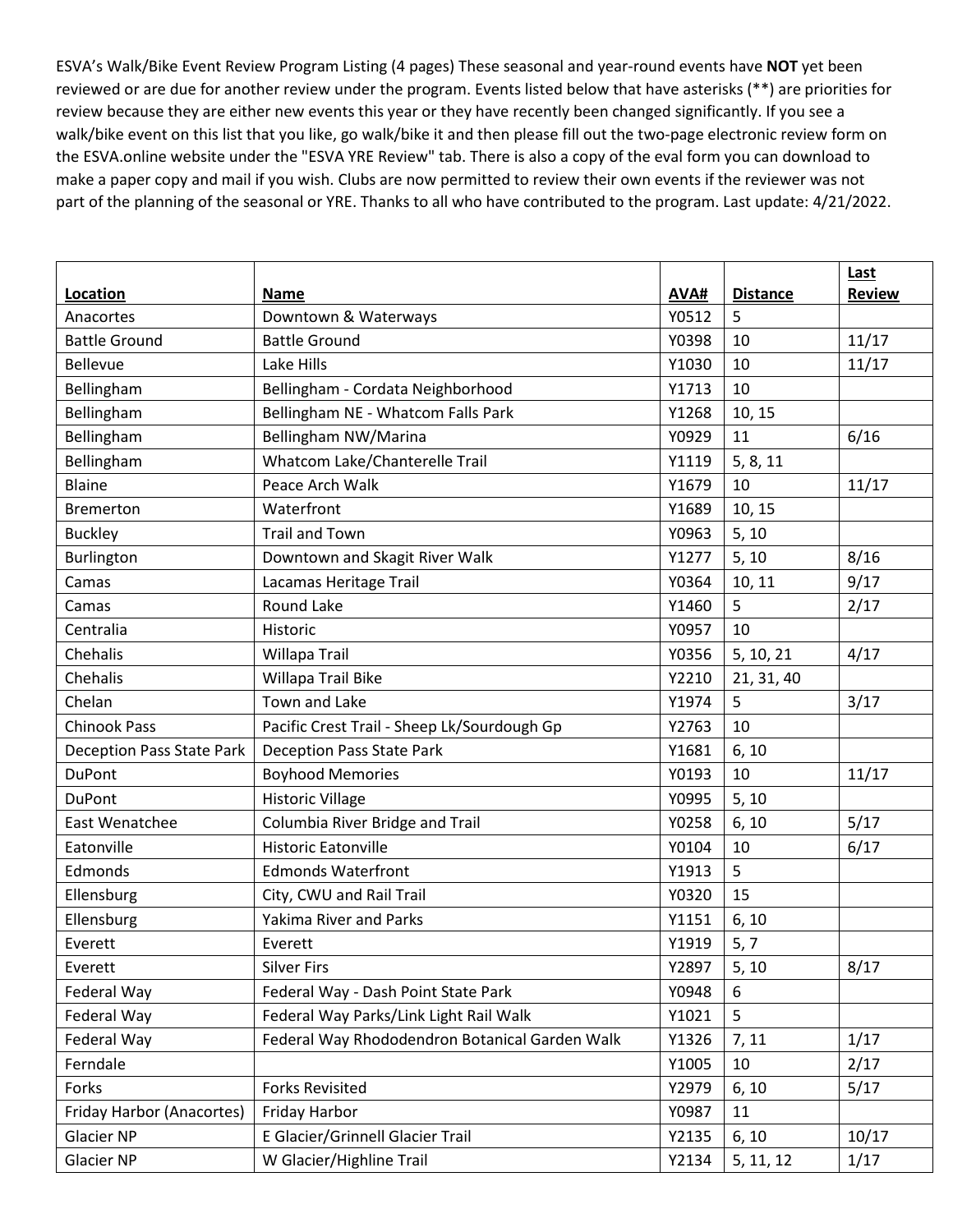ESVA's Walk/Bike Event Review Program Listing (4 pages) These seasonal and year-round events have **NOT** yet been reviewed or are due for another review under the program. Events listed below that have asterisks (**) are priorities for review because they are either new events this year or they have recently been changed significantly. If you see a walk/bike event on this list that you like, go walk/bike it and then please fill out the two-page electronic review form on the ESVA.online website under the "ESVA YRE Review" tab. There is also a copy of the eval form you can download to make a paper copy and mail if you wish. Clubs are now permitted to review their own events if the reviewer was not part of the planning of the seasonal or YRE. Thanks to all who have contributed to the program. Last update: 4/21/2022.

| Location | Name | AVA# | Distance | Last Review |
|---|---|---|---|---|
| Anacortes | Downtown & Waterways | Y0512 | 5 | |
| Battle Ground | Battle Ground | Y0398 | 10 | 11/17 |
| Bellevue | Lake Hills | Y1030 | 10 | 11/17 |
| Bellingham | Bellingham - Cordata Neighborhood | Y1713 | 10 | |
| Bellingham | Bellingham NE - Whatcom Falls Park | Y1268 | 10, 15 | |
| Bellingham | Bellingham NW/Marina | Y0929 | 11 | 6/16 |
| Bellingham | Whatcom Lake/Chanterelle Trail | Y1119 | 5, 8, 11 | |
| Blaine | Peace Arch Walk | Y1679 | 10 | 11/17 |
| Bremerton | Waterfront | Y1689 | 10, 15 | |
| Buckley | Trail and Town | Y0963 | 5, 10 | |
| Burlington | Downtown and Skagit River Walk | Y1277 | 5, 10 | 8/16 |
| Camas | Lacamas Heritage Trail | Y0364 | 10, 11 | 9/17 |
| Camas | Round Lake | Y1460 | 5 | 2/17 |
| Centralia | Historic | Y0957 | 10 | |
| Chehalis | Willapa Trail | Y0356 | 5, 10, 21 | 4/17 |
| Chehalis | Willapa Trail Bike | Y2210 | 21, 31, 40 | |
| Chelan | Town and Lake | Y1974 | 5 | 3/17 |
| Chinook Pass | Pacific Crest Trail - Sheep Lk/Sourdough Gp | Y2763 | 10 | |
| Deception Pass State Park | Deception Pass State Park | Y1681 | 6, 10 | |
| DuPont | Boyhood Memories | Y0193 | 10 | 11/17 |
| DuPont | Historic Village | Y0995 | 5, 10 | |
| East Wenatchee | Columbia River Bridge and Trail | Y0258 | 6, 10 | 5/17 |
| Eatonville | Historic Eatonville | Y0104 | 10 | 6/17 |
| Edmonds | Edmonds Waterfront | Y1913 | 5 | |
| Ellensburg | City, CWU and Rail Trail | Y0320 | 15 | |
| Ellensburg | Yakima River and Parks | Y1151 | 6, 10 | |
| Everett | Everett | Y1919 | 5, 7 | |
| Everett | Silver Firs | Y2897 | 5, 10 | 8/17 |
| Federal Way | Federal Way - Dash Point State Park | Y0948 | 6 | |
| Federal Way | Federal Way Parks/Link Light Rail Walk | Y1021 | 5 | |
| Federal Way | Federal Way Rhododendron Botanical Garden Walk | Y1326 | 7, 11 | 1/17 |
| Ferndale | | Y1005 | 10 | 2/17 |
| Forks | Forks Revisited | Y2979 | 6, 10 | 5/17 |
| Friday Harbor (Anacortes) | Friday Harbor | Y0987 | 11 | |
| Glacier NP | E Glacier/Grinnell Glacier Trail | Y2135 | 6, 10 | 10/17 |
| Glacier NP | W Glacier/Highline Trail | Y2134 | 5, 11, 12 | 1/17 |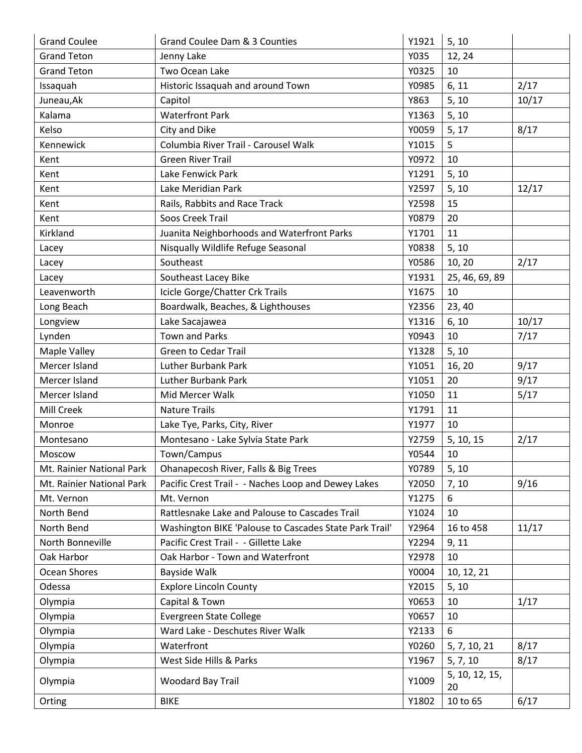| Grand Coulee | Grand Coulee Dam & 3 Counties | Y1921 | 5, 10 | |
|---|---|---|---|---|
| Grand Teton | Jenny Lake | Y035 | 12, 24 | |
| Grand Teton | Two Ocean Lake | Y0325 | 10 | |
| Issaquah | Historic Issaquah and around Town | Y0985 | 6, 11 | 2/17 |
| Juneau,Ak | Capitol | Y863 | 5, 10 | 10/17 |
| Kalama | Waterfront Park | Y1363 | 5, 10 | |
| Kelso | City and Dike | Y0059 | 5, 17 | 8/17 |
| Kennewick | Columbia River Trail - Carousel Walk | Y1015 | 5 | |
| Kent | Green River Trail | Y0972 | 10 | |
| Kent | Lake Fenwick Park | Y1291 | 5, 10 | |
| Kent | Lake Meridian Park | Y2597 | 5, 10 | 12/17 |
| Kent | Rails, Rabbits and Race Track | Y2598 | 15 | |
| Kent | Soos Creek Trail | Y0879 | 20 | |
| Kirkland | Juanita Neighborhoods and Waterfront Parks | Y1701 | 11 | |
| Lacey | Nisqually Wildlife Refuge Seasonal | Y0838 | 5, 10 | |
| Lacey | Southeast | Y0586 | 10, 20 | 2/17 |
| Lacey | Southeast Lacey Bike | Y1931 | 25, 46, 69, 89 | |
| Leavenworth | Icicle Gorge/Chatter Crk Trails | Y1675 | 10 | |
| Long Beach | Boardwalk, Beaches, & Lighthouses | Y2356 | 23, 40 | |
| Longview | Lake Sacajawea | Y1316 | 6, 10 | 10/17 |
| Lynden | Town and Parks | Y0943 | 10 | 7/17 |
| Maple Valley | Green to Cedar Trail | Y1328 | 5, 10 | |
| Mercer Island | Luther Burbank Park | Y1051 | 16, 20 | 9/17 |
| Mercer Island | Luther Burbank Park | Y1051 | 20 | 9/17 |
| Mercer Island | Mid Mercer Walk | Y1050 | 11 | 5/17 |
| Mill Creek | Nature Trails | Y1791 | 11 | |
| Monroe | Lake Tye, Parks, City, River | Y1977 | 10 | |
| Montesano | Montesano - Lake Sylvia State Park | Y2759 | 5, 10, 15 | 2/17 |
| Moscow | Town/Campus | Y0544 | 10 | |
| Mt. Rainier National Park | Ohanapecosh River, Falls & Big Trees | Y0789 | 5, 10 | |
| Mt. Rainier National Park | Pacific Crest Trail - - Naches Loop and Dewey Lakes | Y2050 | 7, 10 | 9/16 |
| Mt. Vernon | Mt. Vernon | Y1275 | 6 | |
| North Bend | Rattlesnake Lake and Palouse to Cascades Trail | Y1024 | 10 | |
| North Bend | Washington BIKE 'Palouse to Cascades State Park Trail' | Y2964 | 16 to 458 | 11/17 |
| North Bonneville | Pacific Crest Trail - - Gillette Lake | Y2294 | 9, 11 | |
| Oak Harbor | Oak Harbor - Town and Waterfront | Y2978 | 10 | |
| Ocean Shores | Bayside Walk | Y0004 | 10, 12, 21 | |
| Odessa | Explore Lincoln County | Y2015 | 5, 10 | |
| Olympia | Capital & Town | Y0653 | 10 | 1/17 |
| Olympia | Evergreen State College | Y0657 | 10 | |
| Olympia | Ward Lake - Deschutes River Walk | Y2133 | 6 | |
| Olympia | Waterfront | Y0260 | 5, 7, 10, 21 | 8/17 |
| Olympia | West Side Hills & Parks | Y1967 | 5, 7, 10 | 8/17 |
| Olympia | Woodard Bay Trail | Y1009 | 5, 10, 12, 15, 20 | |
| Orting | BIKE | Y1802 | 10 to 65 | 6/17 |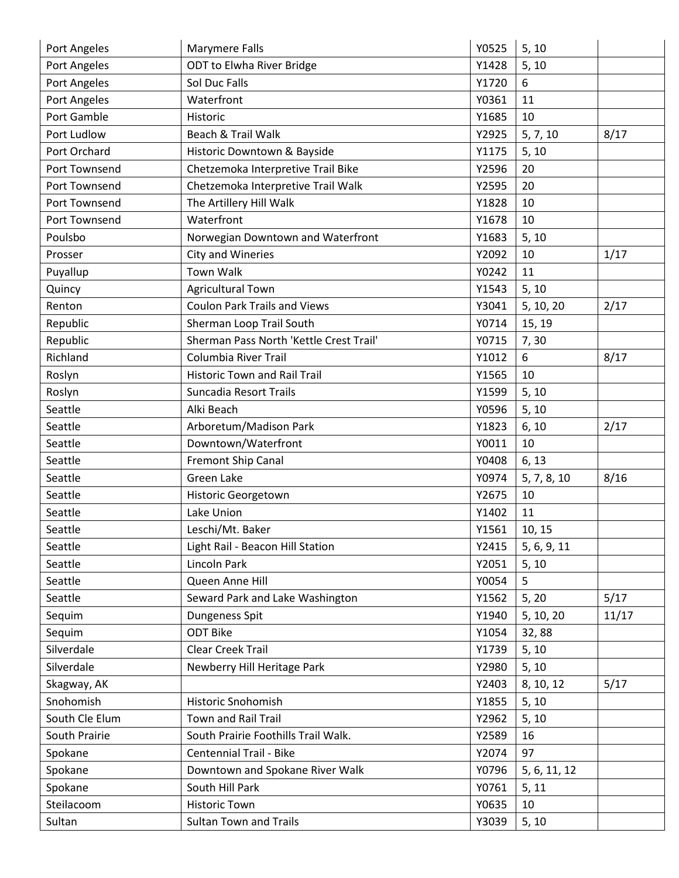| | | | | |
|---|---|---|---|---|
| Port Angeles | Marymere Falls | Y0525 | 5, 10 | |
| Port Angeles | ODT to Elwha River Bridge | Y1428 | 5, 10 | |
| Port Angeles | Sol Duc Falls | Y1720 | 6 | |
| Port Angeles | Waterfront | Y0361 | 11 | |
| Port Gamble | Historic | Y1685 | 10 | |
| Port Ludlow | Beach & Trail Walk | Y2925 | 5, 7, 10 | 8/17 |
| Port Orchard | Historic Downtown & Bayside | Y1175 | 5, 10 | |
| Port Townsend | Chetzemoka Interpretive Trail Bike | Y2596 | 20 | |
| Port Townsend | Chetzemoka Interpretive Trail Walk | Y2595 | 20 | |
| Port Townsend | The Artillery Hill Walk | Y1828 | 10 | |
| Port Townsend | Waterfront | Y1678 | 10 | |
| Poulsbo | Norwegian Downtown and Waterfront | Y1683 | 5, 10 | |
| Prosser | City and Wineries | Y2092 | 10 | 1/17 |
| Puyallup | Town Walk | Y0242 | 11 | |
| Quincy | Agricultural Town | Y1543 | 5, 10 | |
| Renton | Coulon Park Trails and Views | Y3041 | 5, 10, 20 | 2/17 |
| Republic | Sherman Loop Trail South | Y0714 | 15, 19 | |
| Republic | Sherman Pass North 'Kettle Crest Trail' | Y0715 | 7, 30 | |
| Richland | Columbia River Trail | Y1012 | 6 | 8/17 |
| Roslyn | Historic Town and Rail Trail | Y1565 | 10 | |
| Roslyn | Suncadia Resort Trails | Y1599 | 5, 10 | |
| Seattle | Alki Beach | Y0596 | 5, 10 | |
| Seattle | Arboretum/Madison Park | Y1823 | 6, 10 | 2/17 |
| Seattle | Downtown/Waterfront | Y0011 | 10 | |
| Seattle | Fremont Ship Canal | Y0408 | 6, 13 | |
| Seattle | Green Lake | Y0974 | 5, 7, 8, 10 | 8/16 |
| Seattle | Historic Georgetown | Y2675 | 10 | |
| Seattle | Lake Union | Y1402 | 11 | |
| Seattle | Leschi/Mt. Baker | Y1561 | 10, 15 | |
| Seattle | Light Rail - Beacon Hill Station | Y2415 | 5, 6, 9, 11 | |
| Seattle | Lincoln Park | Y2051 | 5, 10 | |
| Seattle | Queen Anne Hill | Y0054 | 5 | |
| Seattle | Seward Park and Lake Washington | Y1562 | 5, 20 | 5/17 |
| Sequim | Dungeness Spit | Y1940 | 5, 10, 20 | 11/17 |
| Sequim | ODT Bike | Y1054 | 32, 88 | |
| Silverdale | Clear Creek Trail | Y1739 | 5, 10 | |
| Silverdale | Newberry Hill Heritage Park | Y2980 | 5, 10 | |
| Skagway, AK | | Y2403 | 8, 10, 12 | 5/17 |
| Snohomish | Historic Snohomish | Y1855 | 5, 10 | |
| South Cle Elum | Town and Rail Trail | Y2962 | 5, 10 | |
| South Prairie | South Prairie Foothills Trail Walk. | Y2589 | 16 | |
| Spokane | Centennial Trail - Bike | Y2074 | 97 | |
| Spokane | Downtown and Spokane River Walk | Y0796 | 5, 6, 11, 12 | |
| Spokane | South Hill Park | Y0761 | 5, 11 | |
| Steilacoom | Historic Town | Y0635 | 10 | |
| Sultan | Sultan Town and Trails | Y3039 | 5, 10 | |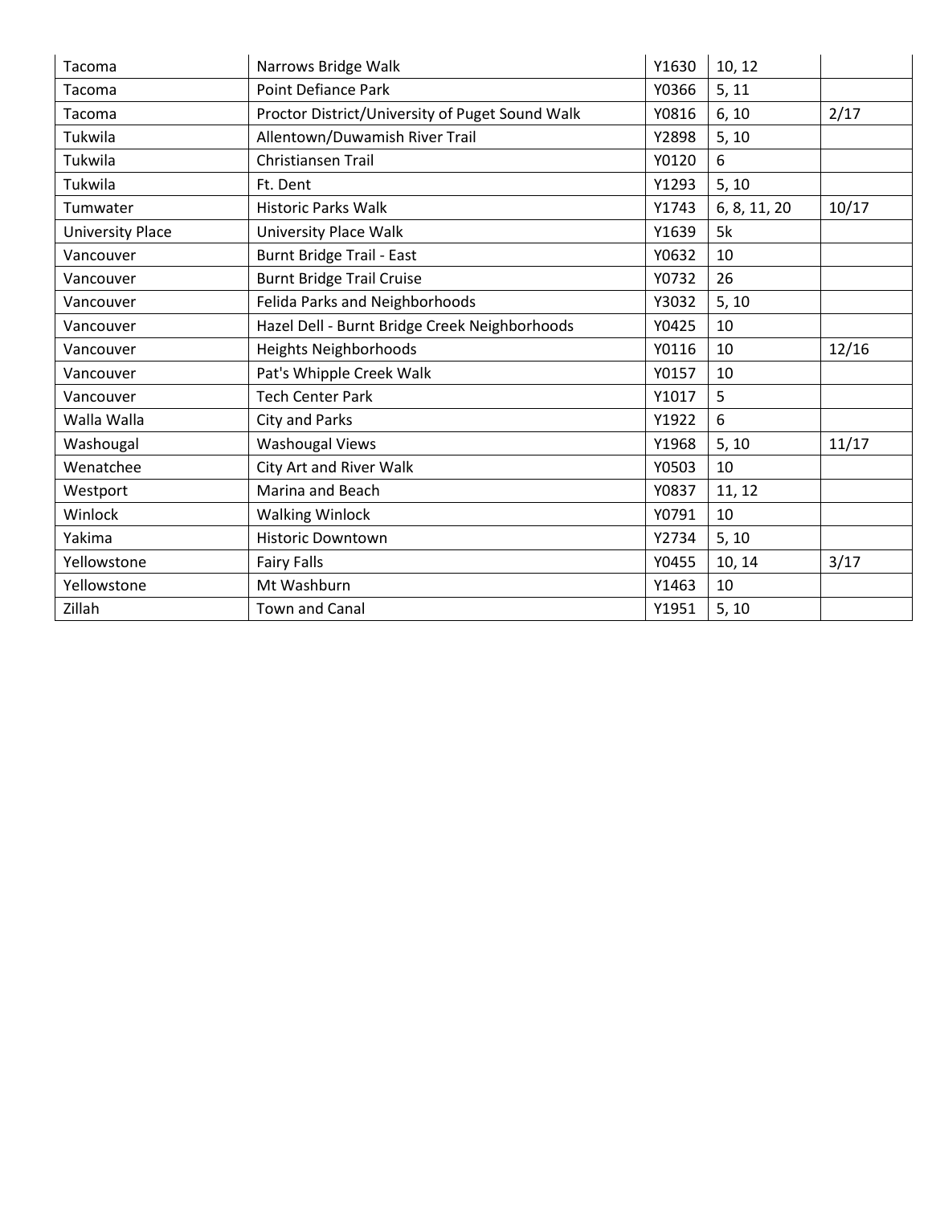| | | | | |
|---|---|---|---|---|
| Tacoma | Narrows Bridge Walk | Y1630 | 10, 12 | |
| Tacoma | Point Defiance Park | Y0366 | 5, 11 | |
| Tacoma | Proctor District/University of Puget Sound Walk | Y0816 | 6, 10 | 2/17 |
| Tukwila | Allentown/Duwamish River Trail | Y2898 | 5, 10 | |
| Tukwila | Christiansen Trail | Y0120 | 6 | |
| Tukwila | Ft. Dent | Y1293 | 5, 10 | |
| Tumwater | Historic Parks Walk | Y1743 | 6, 8, 11, 20 | 10/17 |
| University Place | University Place Walk | Y1639 | 5k | |
| Vancouver | Burnt Bridge Trail - East | Y0632 | 10 | |
| Vancouver | Burnt Bridge Trail Cruise | Y0732 | 26 | |
| Vancouver | Felida Parks and Neighborhoods | Y3032 | 5, 10 | |
| Vancouver | Hazel Dell - Burnt Bridge Creek Neighborhoods | Y0425 | 10 | |
| Vancouver | Heights Neighborhoods | Y0116 | 10 | 12/16 |
| Vancouver | Pat's Whipple Creek Walk | Y0157 | 10 | |
| Vancouver | Tech Center Park | Y1017 | 5 | |
| Walla Walla | City and Parks | Y1922 | 6 | |
| Washougal | Washougal Views | Y1968 | 5, 10 | 11/17 |
| Wenatchee | City Art and River Walk | Y0503 | 10 | |
| Westport | Marina and Beach | Y0837 | 11, 12 | |
| Winlock | Walking Winlock | Y0791 | 10 | |
| Yakima | Historic Downtown | Y2734 | 5, 10 | |
| Yellowstone | Fairy Falls | Y0455 | 10, 14 | 3/17 |
| Yellowstone | Mt Washburn | Y1463 | 10 | |
| Zillah | Town and Canal | Y1951 | 5, 10 | |